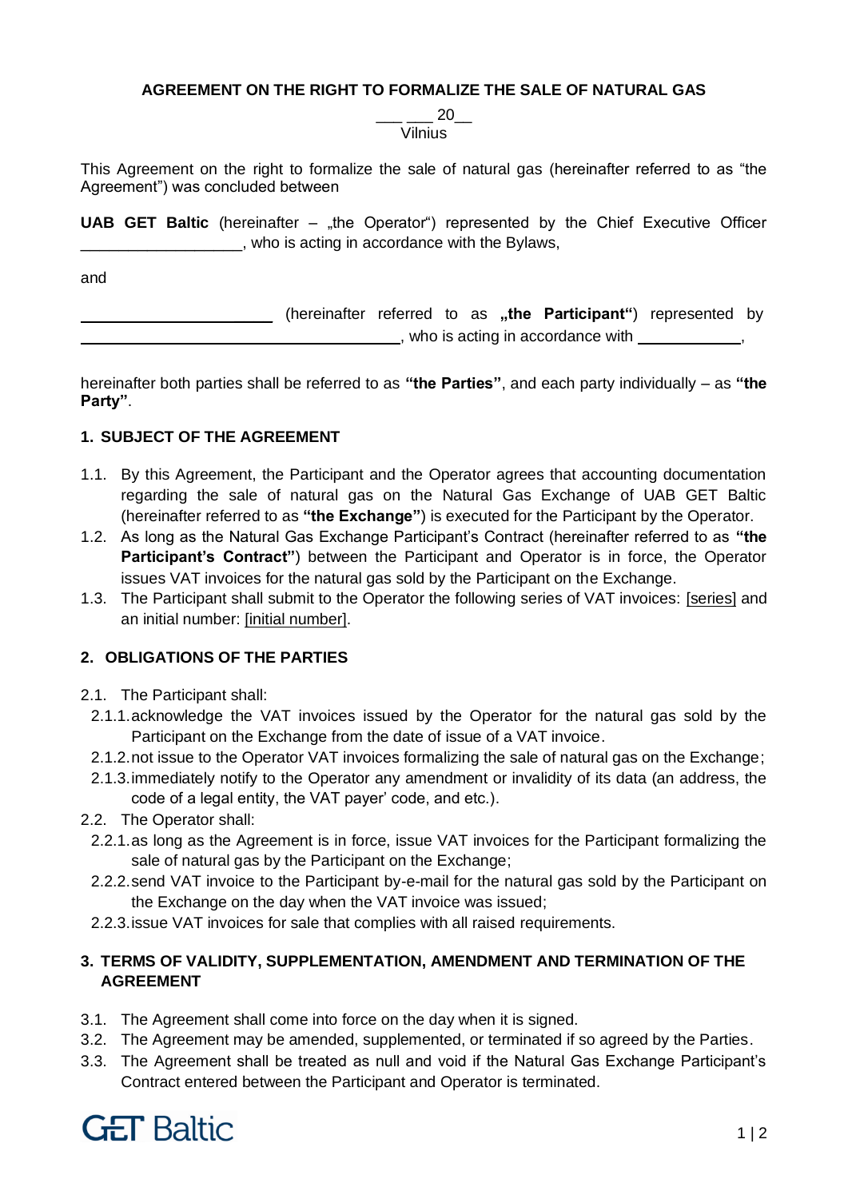**AGREEMENT ON THE RIGHT TO FORMALIZE THE SALE OF NATURAL GAS**

___ ___ 20__

Vilnius

This Agreement on the right to formalize the sale of natural gas (hereinafter referred to as "the Agreement") was concluded between

**UAB GET Baltic** (hereinafter – „the Operator") represented by the Chief Executive Officer __________________, who is acting in accordance with the Bylaws,

and

______________________ (hereinafter referred to as **„the Participant"**) represented by ___________________________________, who is acting in accordance with ___________,

hereinafter both parties shall be referred to as **"the Parties"**, and each party individually – as **"the Party"**.

## 1. SUBJECT OF THE AGREEMENT

1.1. By this Agreement, the Participant and the Operator agrees that accounting documentation regarding the sale of natural gas on the Natural Gas Exchange of UAB GET Baltic (hereinafter referred to as **"the Exchange"**) is executed for the Participant by the Operator.

1.2. As long as the Natural Gas Exchange Participant's Contract (hereinafter referred to as **"the Participant's Contract"**) between the Participant and Operator is in force, the Operator issues VAT invoices for the natural gas sold by the Participant on the Exchange.

1.3. The Participant shall submit to the Operator the following series of VAT invoices: [series] and an initial number: [initial number].

## 2. OBLIGATIONS OF THE PARTIES

2.1. The Participant shall:

2.1.1. acknowledge the VAT invoices issued by the Operator for the natural gas sold by the Participant on the Exchange from the date of issue of a VAT invoice.

2.1.2. not issue to the Operator VAT invoices formalizing the sale of natural gas on the Exchange;

2.1.3. immediately notify to the Operator any amendment or invalidity of its data (an address, the code of a legal entity, the VAT payer' code, and etc.).

2.2. The Operator shall:

2.2.1. as long as the Agreement is in force, issue VAT invoices for the Participant formalizing the sale of natural gas by the Participant on the Exchange;

2.2.2. send VAT invoice to the Participant by-e-mail for the natural gas sold by the Participant on the Exchange on the day when the VAT invoice was issued;

2.2.3. issue VAT invoices for sale that complies with all raised requirements.

## 3. TERMS OF VALIDITY, SUPPLEMENTATION, AMENDMENT AND TERMINATION OF THE AGREEMENT

3.1. The Agreement shall come into force on the day when it is signed.

3.2. The Agreement may be amended, supplemented, or terminated if so agreed by the Parties.

3.3. The Agreement shall be treated as null and void if the Natural Gas Exchange Participant's Contract entered between the Participant and Operator is terminated.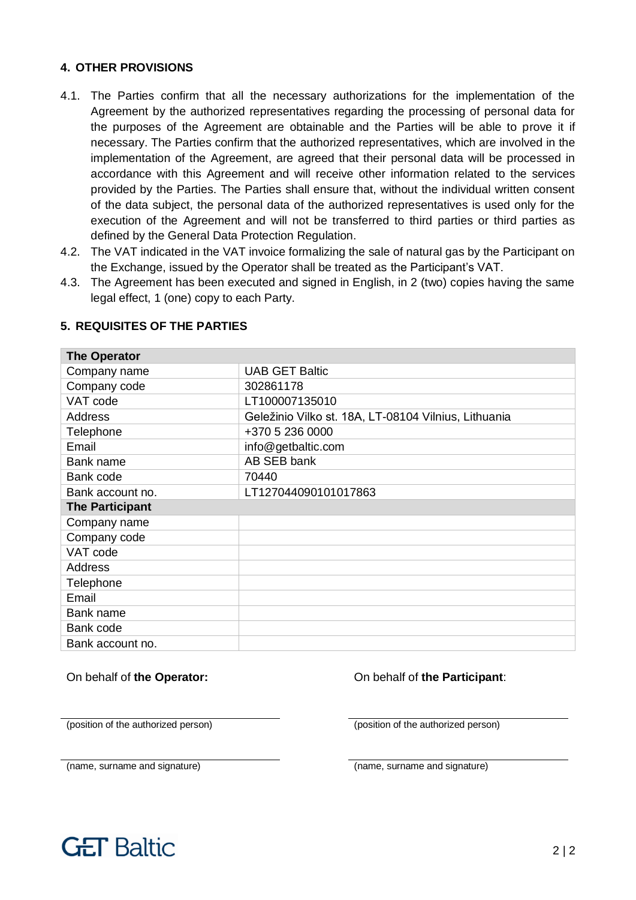## 4. OTHER PROVISIONS

4.1. The Parties confirm that all the necessary authorizations for the implementation of the Agreement by the authorized representatives regarding the processing of personal data for the purposes of the Agreement are obtainable and the Parties will be able to prove it if necessary. The Parties confirm that the authorized representatives, which are involved in the implementation of the Agreement, are agreed that their personal data will be processed in accordance with this Agreement and will receive other information related to the services provided by the Parties. The Parties shall ensure that, without the individual written consent of the data subject, the personal data of the authorized representatives is used only for the execution of the Agreement and will not be transferred to third parties or third parties as defined by the General Data Protection Regulation.

4.2. The VAT indicated in the VAT invoice formalizing the sale of natural gas by the Participant on the Exchange, issued by the Operator shall be treated as the Participant's VAT.

4.3. The Agreement has been executed and signed in English, in 2 (two) copies having the same legal effect, 1 (one) copy to each Party.

## 5. REQUISITES OF THE PARTIES

| | |
|---|---|
| **The Operator** | |
| Company name | UAB GET Baltic |
| Company code | 302861178 |
| VAT code | LT100007135010 |
| Address | Geležinio Vilko st. 18A, LT-08104 Vilnius, Lithuania |
| Telephone | +370 5 236 0000 |
| Email | info@getbaltic.com |
| Bank name | AB SEB bank |
| Bank code | 70440 |
| Bank account no. | LT127044090101017863 |
| **The Participant** | |
| Company name | |
| Company code | |
| VAT code | |
| Address | |
| Telephone | |
| Email | |
| Bank name | |
| Bank code | |
| Bank account no. | |

On behalf of **the Operator:**

(position of the authorized person)

(name, surname and signature)

On behalf of **the Participant**:

(position of the authorized person)

(name, surname and signature)

GET Baltic